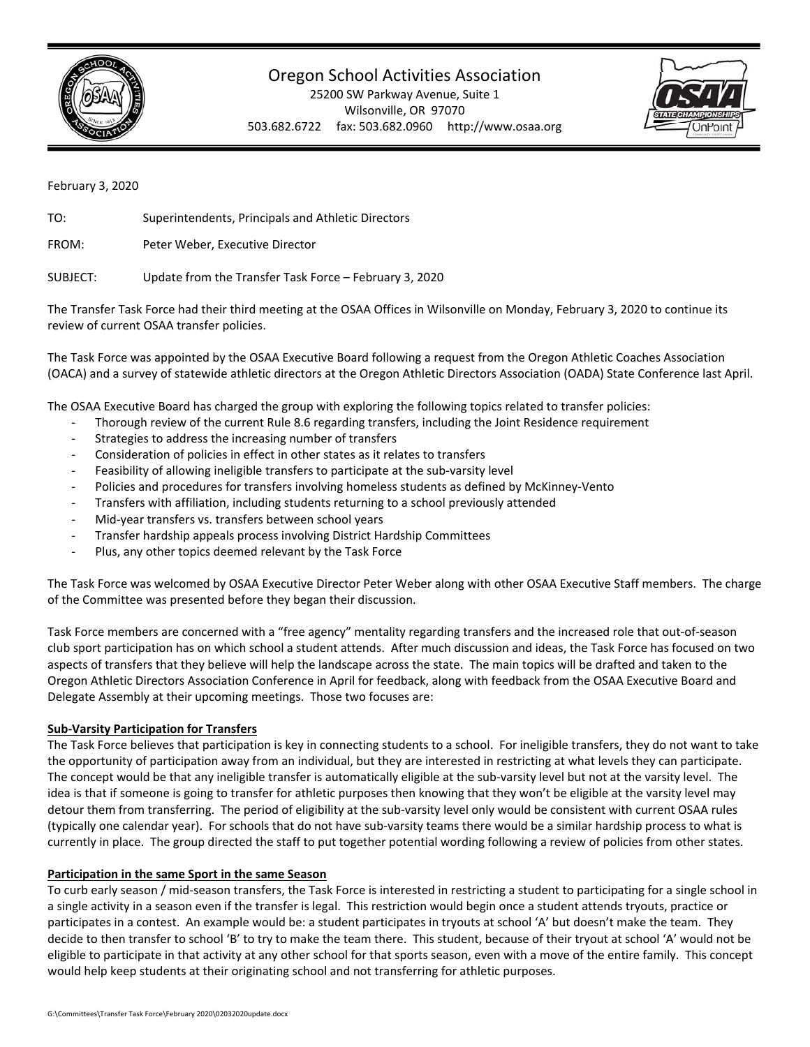# Oregon School Activities Association

25200 SW Parkway Avenue, Suite 1
Wilsonville, OR 97070
503.682.6722 fax: 503.682.0960 http://www.osaa.org

February 3, 2020

TO: Superintendents, Principals and Athletic Directors

FROM: Peter Weber, Executive Director

SUBJECT: Update from the Transfer Task Force – February 3, 2020

The Transfer Task Force had their third meeting at the OSAA Offices in Wilsonville on Monday, February 3, 2020 to continue its review of current OSAA transfer policies.

The Task Force was appointed by the OSAA Executive Board following a request from the Oregon Athletic Coaches Association (OACA) and a survey of statewide athletic directors at the Oregon Athletic Directors Association (OADA) State Conference last April.

The OSAA Executive Board has charged the group with exploring the following topics related to transfer policies:

- Thorough review of the current Rule 8.6 regarding transfers, including the Joint Residence requirement
- Strategies to address the increasing number of transfers
- Consideration of policies in effect in other states as it relates to transfers
- Feasibility of allowing ineligible transfers to participate at the sub-varsity level
- Policies and procedures for transfers involving homeless students as defined by McKinney-Vento
- Transfers with affiliation, including students returning to a school previously attended
- Mid-year transfers vs. transfers between school years
- Transfer hardship appeals process involving District Hardship Committees
- Plus, any other topics deemed relevant by the Task Force

The Task Force was welcomed by OSAA Executive Director Peter Weber along with other OSAA Executive Staff members. The charge of the Committee was presented before they began their discussion.

Task Force members are concerned with a "free agency" mentality regarding transfers and the increased role that out-of-season club sport participation has on which school a student attends. After much discussion and ideas, the Task Force has focused on two aspects of transfers that they believe will help the landscape across the state. The main topics will be drafted and taken to the Oregon Athletic Directors Association Conference in April for feedback, along with feedback from the OSAA Executive Board and Delegate Assembly at their upcoming meetings. Those two focuses are:

**Sub-Varsity Participation for Transfers**

The Task Force believes that participation is key in connecting students to a school. For ineligible transfers, they do not want to take the opportunity of participation away from an individual, but they are interested in restricting at what levels they can participate. The concept would be that any ineligible transfer is automatically eligible at the sub-varsity level but not at the varsity level. The idea is that if someone is going to transfer for athletic purposes then knowing that they won't be eligible at the varsity level may detour them from transferring. The period of eligibility at the sub-varsity level only would be consistent with current OSAA rules (typically one calendar year). For schools that do not have sub-varsity teams there would be a similar hardship process to what is currently in place. The group directed the staff to put together potential wording following a review of policies from other states.

**Participation in the same Sport in the same Season**

To curb early season / mid-season transfers, the Task Force is interested in restricting a student to participating for a single school in a single activity in a season even if the transfer is legal. This restriction would begin once a student attends tryouts, practice or participates in a contest. An example would be: a student participates in tryouts at school 'A' but doesn't make the team. They decide to then transfer to school 'B' to try to make the team there. This student, because of their tryout at school 'A' would not be eligible to participate in that activity at any other school for that sports season, even with a move of the entire family. This concept would help keep students at their originating school and not transferring for athletic purposes.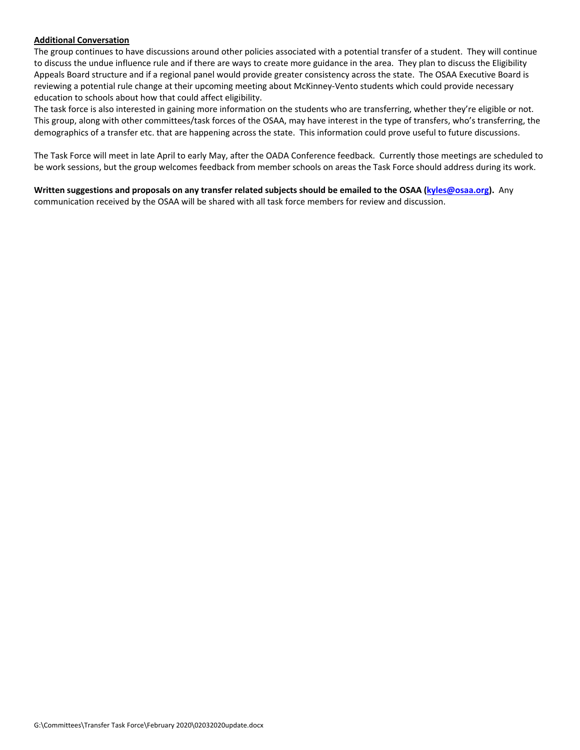**Additional Conversation**

The group continues to have discussions around other policies associated with a potential transfer of a student. They will continue to discuss the undue influence rule and if there are ways to create more guidance in the area. They plan to discuss the Eligibility Appeals Board structure and if a regional panel would provide greater consistency across the state. The OSAA Executive Board is reviewing a potential rule change at their upcoming meeting about McKinney-Vento students which could provide necessary education to schools about how that could affect eligibility.

The task force is also interested in gaining more information on the students who are transferring, whether they're eligible or not. This group, along with other committees/task forces of the OSAA, may have interest in the type of transfers, who's transferring, the demographics of a transfer etc. that are happening across the state. This information could prove useful to future discussions.

The Task Force will meet in late April to early May, after the OADA Conference feedback. Currently those meetings are scheduled to be work sessions, but the group welcomes feedback from member schools on areas the Task Force should address during its work.

**Written suggestions and proposals on any transfer related subjects should be emailed to the OSAA ([kyles@osaa.org](mailto:kyles@osaa.org)).** Any communication received by the OSAA will be shared with all task force members for review and discussion.